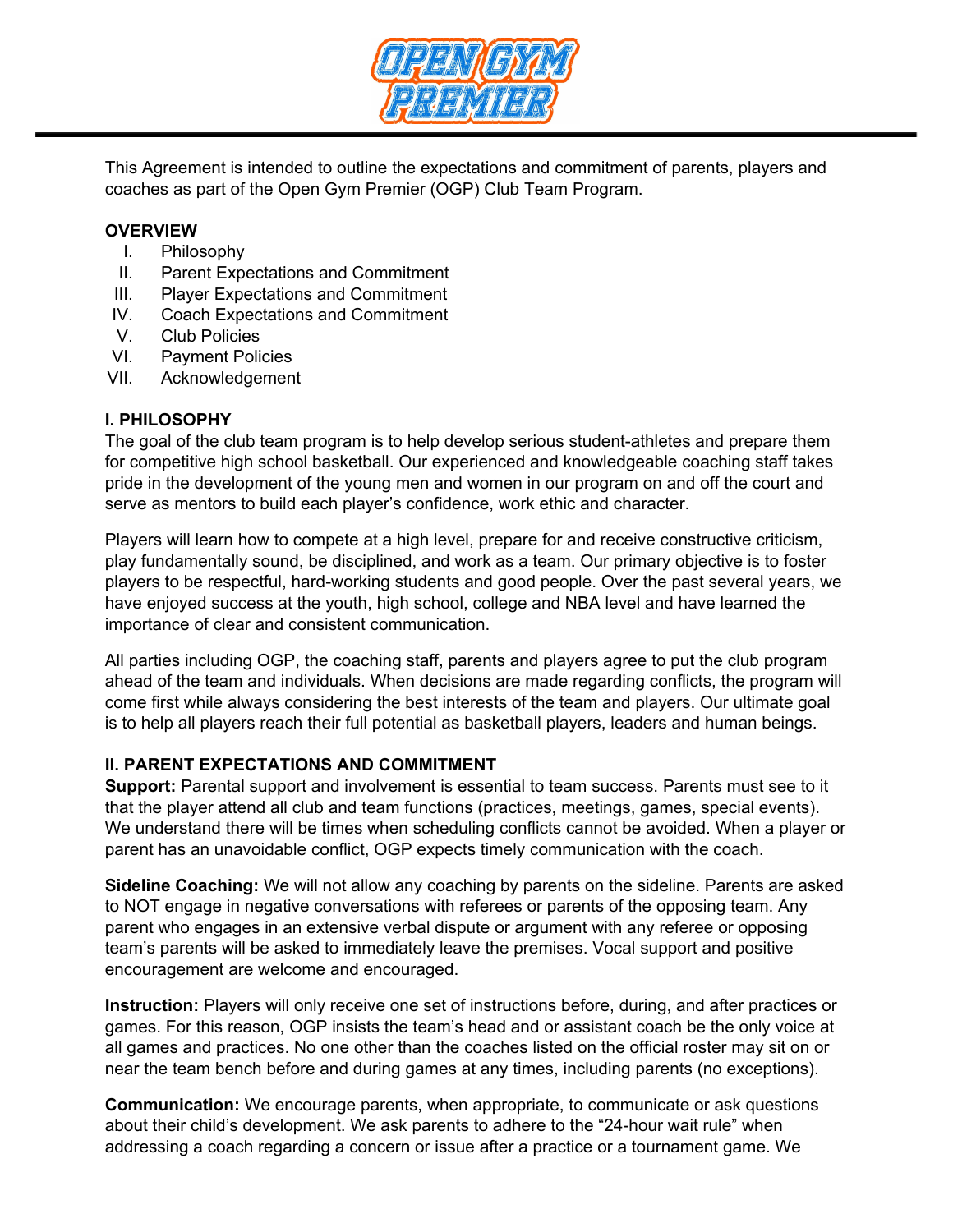# OPEN GYM PREMIER

This Agreement is intended to outline the expectations and commitment of parents, players and coaches as part of the Open Gym Premier (OGP) Club Team Program.

**OVERVIEW**

I. Philosophy
II. Parent Expectations and Commitment
III. Player Expectations and Commitment
IV. Coach Expectations and Commitment
V. Club Policies
VI. Payment Policies
VII. Acknowledgement

## I. PHILOSOPHY

The goal of the club team program is to help develop serious student-athletes and prepare them for competitive high school basketball. Our experienced and knowledgeable coaching staff takes pride in the development of the young men and women in our program on and off the court and serve as mentors to build each player's confidence, work ethic and character.

Players will learn how to compete at a high level, prepare for and receive constructive criticism, play fundamentally sound, be disciplined, and work as a team. Our primary objective is to foster players to be respectful, hard-working students and good people. Over the past several years, we have enjoyed success at the youth, high school, college and NBA level and have learned the importance of clear and consistent communication.

All parties including OGP, the coaching staff, parents and players agree to put the club program ahead of the team and individuals. When decisions are made regarding conflicts, the program will come first while always considering the best interests of the team and players. Our ultimate goal is to help all players reach their full potential as basketball players, leaders and human beings.

## II. PARENT EXPECTATIONS AND COMMITMENT

**Support:** Parental support and involvement is essential to team success. Parents must see to it that the player attend all club and team functions (practices, meetings, games, special events). We understand there will be times when scheduling conflicts cannot be avoided. When a player or parent has an unavoidable conflict, OGP expects timely communication with the coach.

**Sideline Coaching:** We will not allow any coaching by parents on the sideline. Parents are asked to NOT engage in negative conversations with referees or parents of the opposing team. Any parent who engages in an extensive verbal dispute or argument with any referee or opposing team's parents will be asked to immediately leave the premises. Vocal support and positive encouragement are welcome and encouraged.

**Instruction:** Players will only receive one set of instructions before, during, and after practices or games. For this reason, OGP insists the team's head and or assistant coach be the only voice at all games and practices. No one other than the coaches listed on the official roster may sit on or near the team bench before and during games at any times, including parents (no exceptions).

**Communication:** We encourage parents, when appropriate, to communicate or ask questions about their child's development. We ask parents to adhere to the "24-hour wait rule" when addressing a coach regarding a concern or issue after a practice or a tournament game. We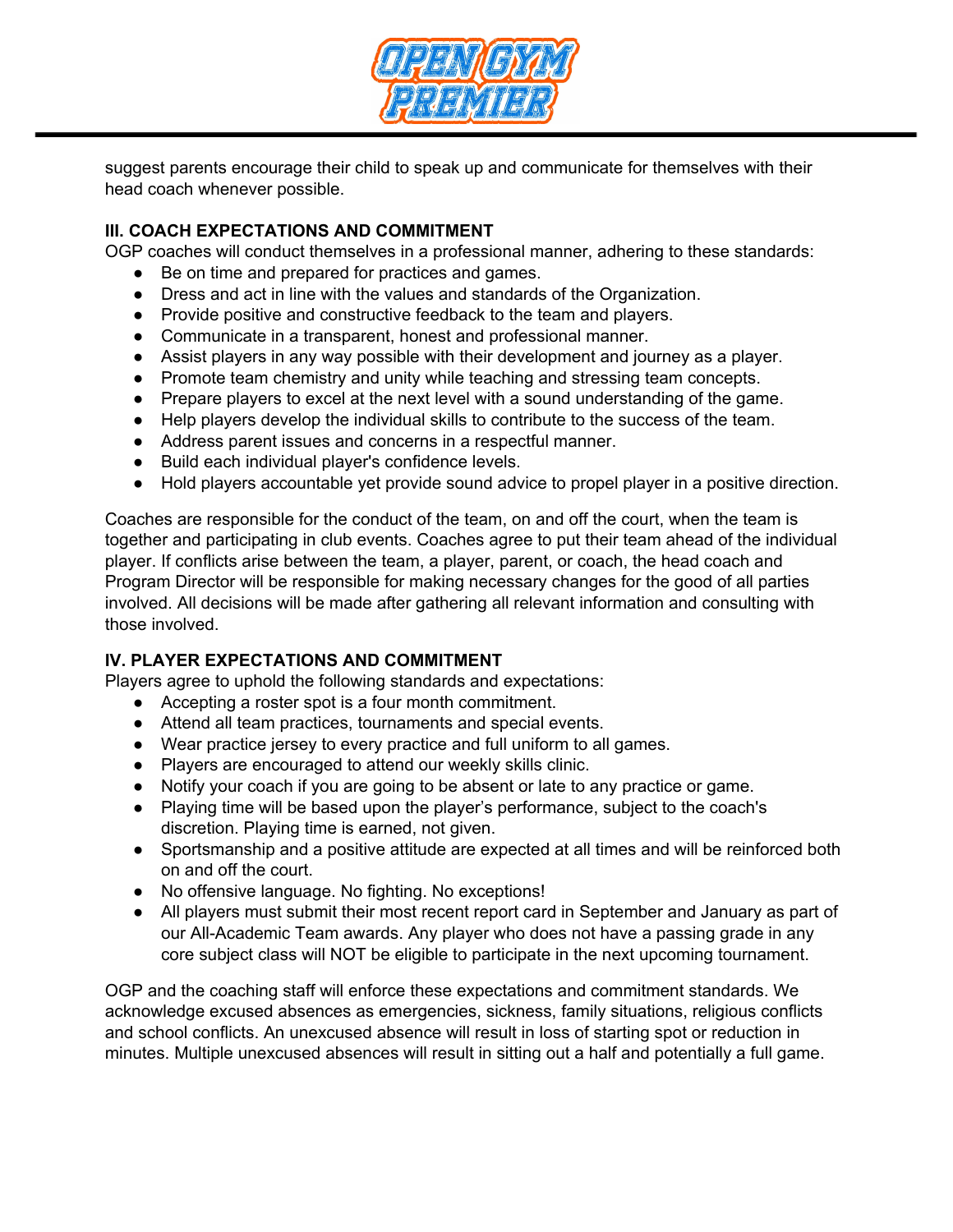suggest parents encourage their child to speak up and communicate for themselves with their head coach whenever possible.

**III. COACH EXPECTATIONS AND COMMITMENT**

OGP coaches will conduct themselves in a professional manner, adhering to these standards:

- Be on time and prepared for practices and games.
- Dress and act in line with the values and standards of the Organization.
- Provide positive and constructive feedback to the team and players.
- Communicate in a transparent, honest and professional manner.
- Assist players in any way possible with their development and journey as a player.
- Promote team chemistry and unity while teaching and stressing team concepts.
- Prepare players to excel at the next level with a sound understanding of the game.
- Help players develop the individual skills to contribute to the success of the team.
- Address parent issues and concerns in a respectful manner.
- Build each individual player's confidence levels.
- Hold players accountable yet provide sound advice to propel player in a positive direction.

Coaches are responsible for the conduct of the team, on and off the court, when the team is together and participating in club events. Coaches agree to put their team ahead of the individual player. If conflicts arise between the team, a player, parent, or coach, the head coach and Program Director will be responsible for making necessary changes for the good of all parties involved. All decisions will be made after gathering all relevant information and consulting with those involved.

**IV. PLAYER EXPECTATIONS AND COMMITMENT**

Players agree to uphold the following standards and expectations:

- Accepting a roster spot is a four month commitment.
- Attend all team practices, tournaments and special events.
- Wear practice jersey to every practice and full uniform to all games.
- Players are encouraged to attend our weekly skills clinic.
- Notify your coach if you are going to be absent or late to any practice or game.
- Playing time will be based upon the player's performance, subject to the coach's discretion. Playing time is earned, not given.
- Sportsmanship and a positive attitude are expected at all times and will be reinforced both on and off the court.
- No offensive language. No fighting. No exceptions!
- All players must submit their most recent report card in September and January as part of our All-Academic Team awards. Any player who does not have a passing grade in any core subject class will NOT be eligible to participate in the next upcoming tournament.

OGP and the coaching staff will enforce these expectations and commitment standards. We acknowledge excused absences as emergencies, sickness, family situations, religious conflicts and school conflicts. An unexcused absence will result in loss of starting spot or reduction in minutes. Multiple unexcused absences will result in sitting out a half and potentially a full game.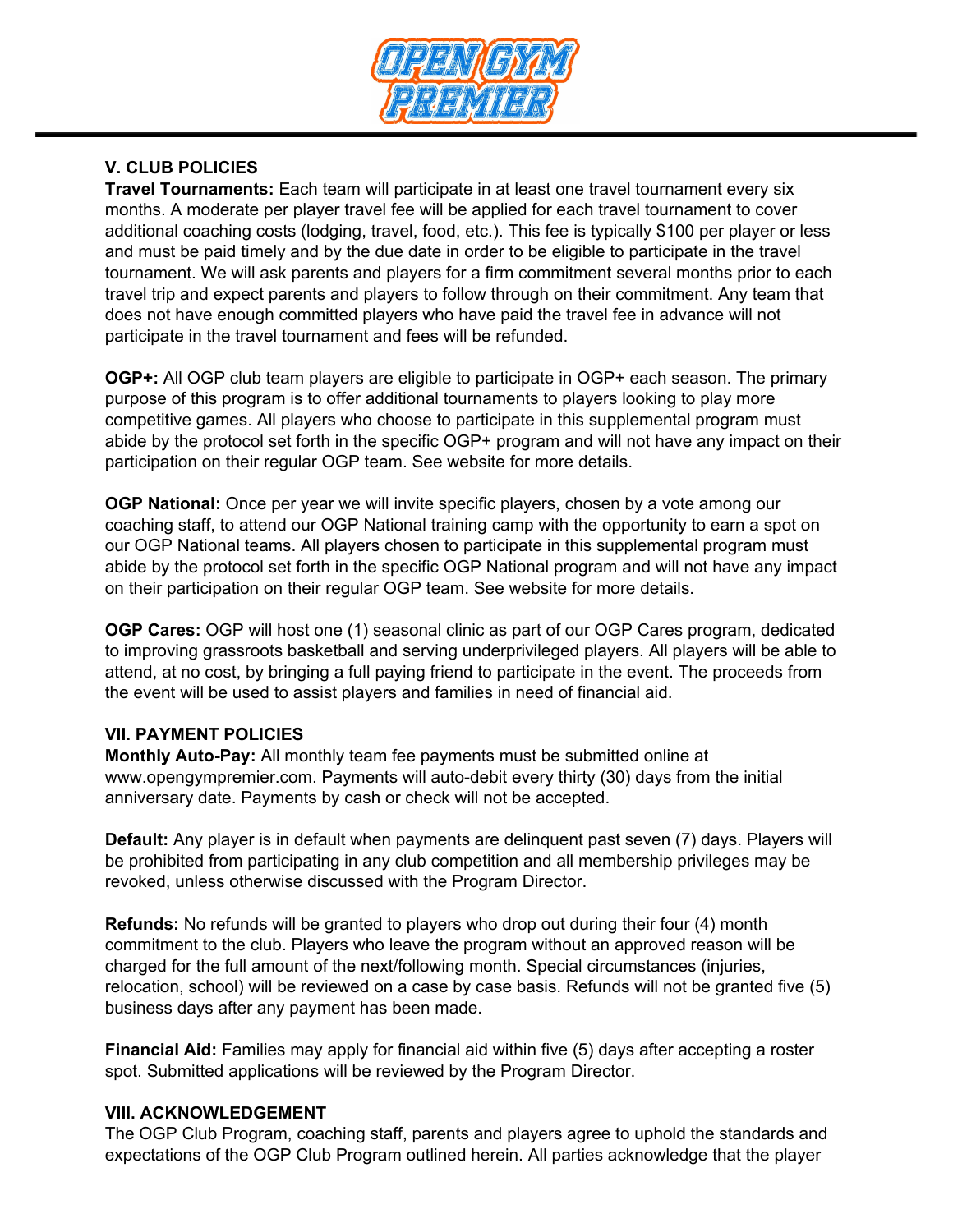## V. CLUB POLICIES

**Travel Tournaments:** Each team will participate in at least one travel tournament every six months. A moderate per player travel fee will be applied for each travel tournament to cover additional coaching costs (lodging, travel, food, etc.). This fee is typically $100 per player or less and must be paid timely and by the due date in order to be eligible to participate in the travel tournament. We will ask parents and players for a firm commitment several months prior to each travel trip and expect parents and players to follow through on their commitment. Any team that does not have enough committed players who have paid the travel fee in advance will not participate in the travel tournament and fees will be refunded.

**OGP+:** All OGP club team players are eligible to participate in OGP+ each season. The primary purpose of this program is to offer additional tournaments to players looking to play more competitive games. All players who choose to participate in this supplemental program must abide by the protocol set forth in the specific OGP+ program and will not have any impact on their participation on their regular OGP team. See website for more details.

**OGP National:** Once per year we will invite specific players, chosen by a vote among our coaching staff, to attend our OGP National training camp with the opportunity to earn a spot on our OGP National teams. All players chosen to participate in this supplemental program must abide by the protocol set forth in the specific OGP National program and will not have any impact on their participation on their regular OGP team. See website for more details.

**OGP Cares:** OGP will host one (1) seasonal clinic as part of our OGP Cares program, dedicated to improving grassroots basketball and serving underprivileged players. All players will be able to attend, at no cost, by bringing a full paying friend to participate in the event. The proceeds from the event will be used to assist players and families in need of financial aid.

## VII. PAYMENT POLICIES

**Monthly Auto-Pay:** All monthly team fee payments must be submitted online at www.opengympremier.com. Payments will auto-debit every thirty (30) days from the initial anniversary date. Payments by cash or check will not be accepted.

**Default:** Any player is in default when payments are delinquent past seven (7) days. Players will be prohibited from participating in any club competition and all membership privileges may be revoked, unless otherwise discussed with the Program Director.

**Refunds:** No refunds will be granted to players who drop out during their four (4) month commitment to the club. Players who leave the program without an approved reason will be charged for the full amount of the next/following month. Special circumstances (injuries, relocation, school) will be reviewed on a case by case basis. Refunds will not be granted five (5) business days after any payment has been made.

**Financial Aid:** Families may apply for financial aid within five (5) days after accepting a roster spot. Submitted applications will be reviewed by the Program Director.

## VIII. ACKNOWLEDGEMENT

The OGP Club Program, coaching staff, parents and players agree to uphold the standards and expectations of the OGP Club Program outlined herein. All parties acknowledge that the player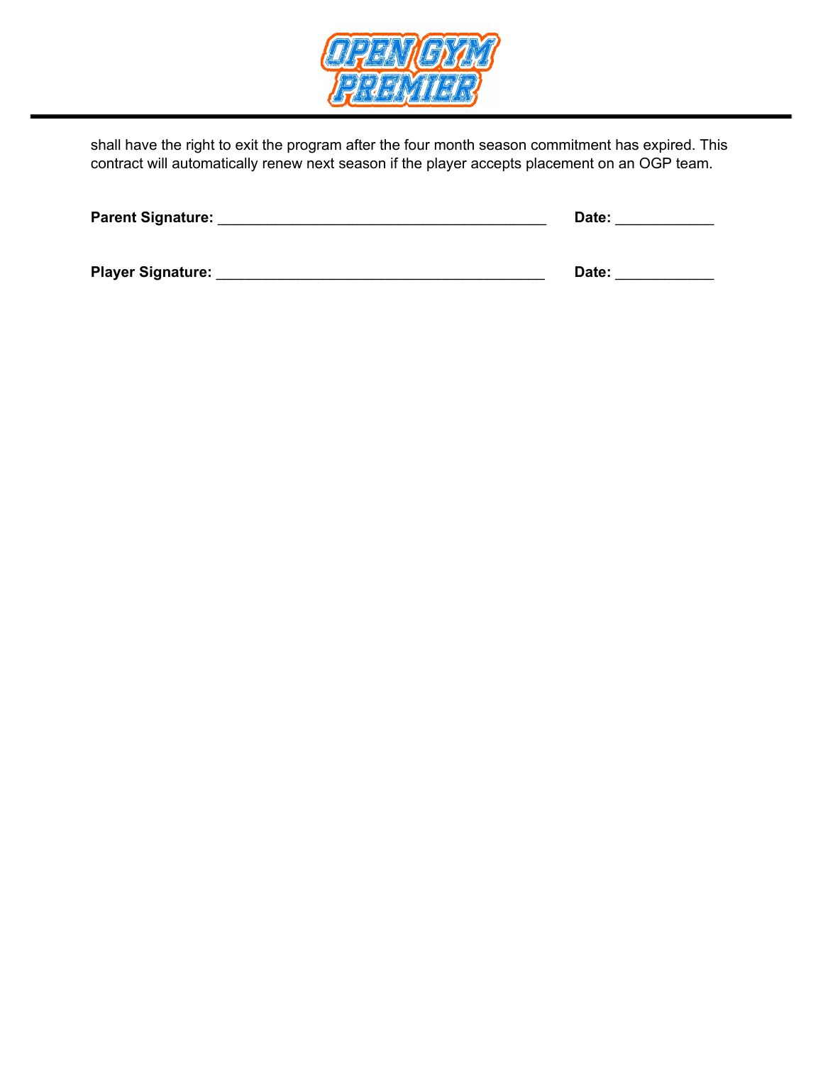shall have the right to exit the program after the four month season commitment has expired. This contract will automatically renew next season if the player accepts placement on an OGP team.

**Parent Signature:** ________________________________________ **Date:** ____________

**Player Signature:** ________________________________________ **Date:** ____________